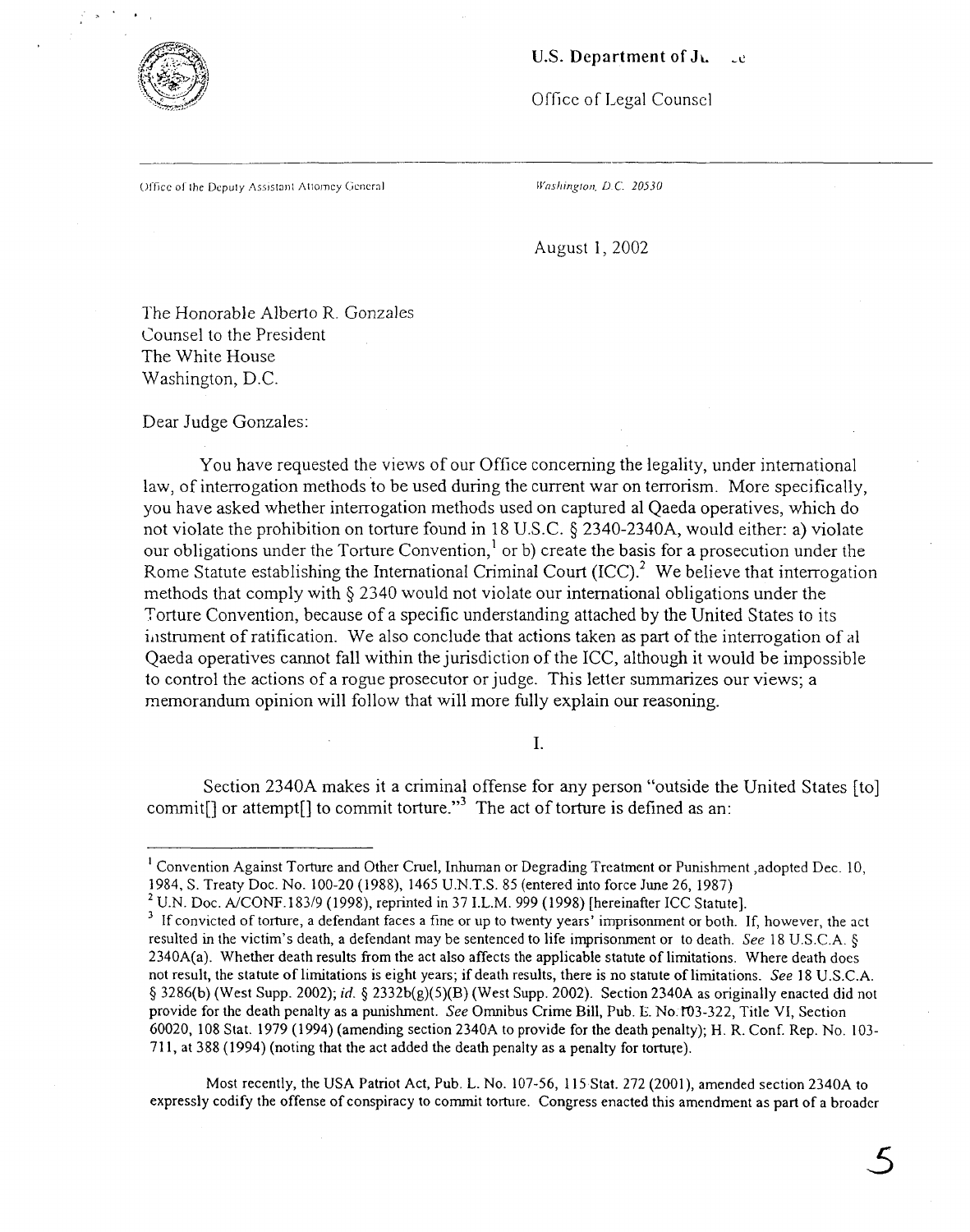U.S. Department of Ju...ce

Office of Legal Counsel

Office of the Deputy Assistant Attorney General

*Washington, D.C. 20530*

August 1, 2002

The Honorable Alberto R. Gonzales
Counsel to the President
The White House
Washington, D.C.

Dear Judge Gonzales:

You have requested the views of our Office concerning the legality, under international law, of interrogation methods to be used during the current war on terrorism. More specifically, you have asked whether interrogation methods used on captured al Qaeda operatives, which do not violate the prohibition on torture found in 18 U.S.C. § 2340-2340A, would either: a) violate our obligations under the Torture Convention,[1] or b) create the basis for a prosecution under the Rome Statute establishing the International Criminal Court (ICC).[2] We believe that interrogation methods that comply with § 2340 would not violate our international obligations under the Torture Convention, because of a specific understanding attached by the United States to its instrument of ratification. We also conclude that actions taken as part of the interrogation of al Qaeda operatives cannot fall within the jurisdiction of the ICC, although it would be impossible to control the actions of a rogue prosecutor or judge. This letter summarizes our views; a memorandum opinion will follow that will more fully explain our reasoning.

I.

Section 2340A makes it a criminal offense for any person "outside the United States [to] commit[] or attempt[] to commit torture."[3] The act of torture is defined as an:

---

[1] Convention Against Torture and Other Cruel, Inhuman or Degrading Treatment or Punishment ,adopted Dec. 10, 1984, S. Treaty Doc. No. 100-20 (1988), 1465 U.N.T.S. 85 (entered into force June 26, 1987)

[2] U.N. Doc. A/CONF.183/9 (1998), reprinted in 37 I.L.M. 999 (1998) [hereinafter ICC Statute].

[3] If convicted of torture, a defendant faces a fine or up to twenty years' imprisonment or both. If, however, the act resulted in the victim's death, a defendant may be sentenced to life imprisonment or to death. *See* 18 U.S.C.A. § 2340A(a). Whether death results from the act also affects the applicable statute of limitations. Where death does not result, the statute of limitations is eight years; if death results, there is no statute of limitations. *See* 18 U.S.C.A. § 3286(b) (West Supp. 2002); *id.* § 2332b(g)(5)(B) (West Supp. 2002). Section 2340A as originally enacted did not provide for the death penalty as a punishment. *See* Omnibus Crime Bill, Pub. L. No. 103-322, Title VI, Section 60020, 108 Stat. 1979 (1994) (amending section 2340A to provide for the death penalty); H. R. Conf. Rep. No. 103-711, at 388 (1994) (noting that the act added the death penalty as a penalty for torture).

Most recently, the USA Patriot Act, Pub. L. No. 107-56, 115 Stat. 272 (2001), amended section 2340A to expressly codify the offense of conspiracy to commit torture. Congress enacted this amendment as part of a broader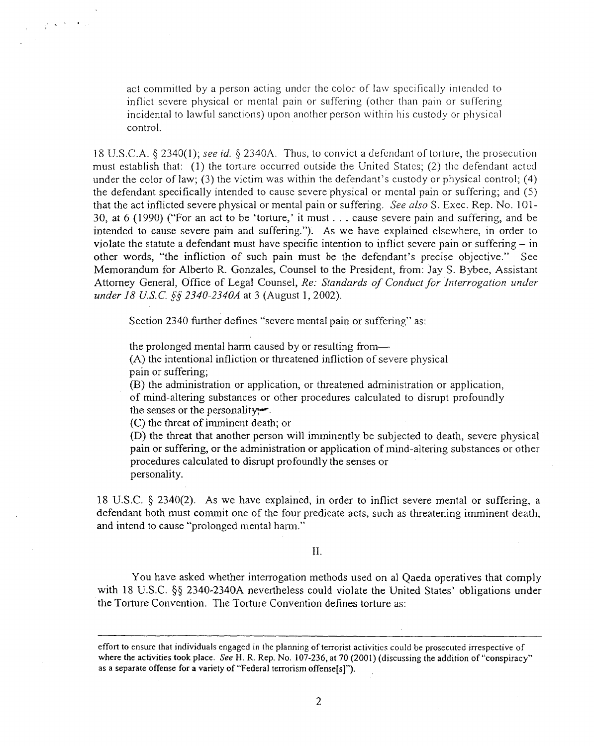> act committed by a person acting under the color of law specifically intended to inflict severe physical or mental pain or suffering (other than pain or suffering incidental to lawful sanctions) upon another person within his custody or physical control.

18 U.S.C.A. § 2340(1); *see id.* § 2340A. Thus, to convict a defendant of torture, the prosecution must establish that: (1) the torture occurred outside the United States; (2) the defendant acted under the color of law; (3) the victim was within the defendant's custody or physical control; (4) the defendant specifically intended to cause severe physical or mental pain or suffering; and (5) that the act inflicted severe physical or mental pain or suffering. *See also* S. Exec. Rep. No. 101-30, at 6 (1990) ("For an act to be 'torture,' it must . . . cause severe pain and suffering, and be intended to cause severe pain and suffering."). As we have explained elsewhere, in order to violate the statute a defendant must have specific intention to inflict severe pain or suffering – in other words, "the infliction of such pain must be the defendant's precise objective." See Memorandum for Alberto R. Gonzales, Counsel to the President, from: Jay S. Bybee, Assistant Attorney General, Office of Legal Counsel, *Re: Standards of Conduct for Interrogation under under 18 U.S.C. §§ 2340-2340A* at 3 (August 1, 2002).

Section 2340 further defines "severe mental pain or suffering" as:

> the prolonged mental harm caused by or resulting from—
> (A) the intentional infliction or threatened infliction of severe physical pain or suffering;
> (B) the administration or application, or threatened administration or application, of mind-altering substances or other procedures calculated to disrupt profoundly the senses or the personality;
> (C) the threat of imminent death; or
> (D) the threat that another person will imminently be subjected to death, severe physical pain or suffering, or the administration or application of mind-altering substances or other procedures calculated to disrupt profoundly the senses or personality.

18 U.S.C. § 2340(2). As we have explained, in order to inflict severe mental or suffering, a defendant both must commit one of the four predicate acts, such as threatening imminent death, and intend to cause "prolonged mental harm."

## II.

You have asked whether interrogation methods used on al Qaeda operatives that comply with 18 U.S.C. §§ 2340-2340A nevertheless could violate the United States' obligations under the Torture Convention. The Torture Convention defines torture as:

---

effort to ensure that individuals engaged in the planning of terrorist activities could be prosecuted irrespective of where the activities took place. *See* H. R. Rep. No. 107-236, at 70 (2001) (discussing the addition of "conspiracy" as a separate offense for a variety of "Federal terrorism offense[s]").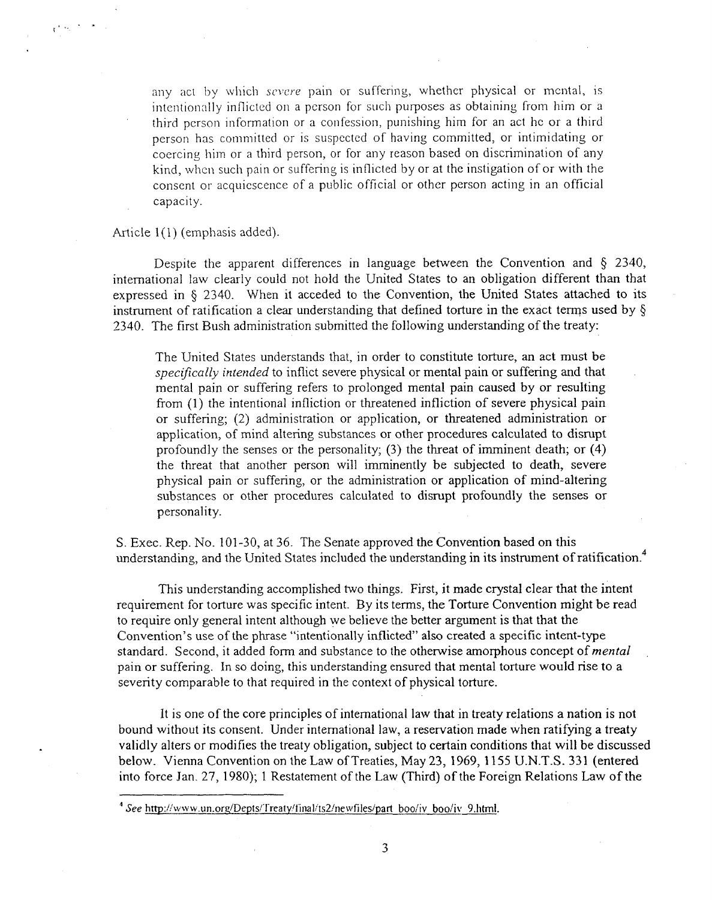> any act by which *severe* pain or suffering, whether physical or mental, is intentionally inflicted on a person for such purposes as obtaining from him or a third person information or a confession, punishing him for an act he or a third person has committed or is suspected of having committed, or intimidating or coercing him or a third person, or for any reason based on discrimination of any kind, when such pain or suffering is inflicted by or at the instigation of or with the consent or acquiescence of a public official or other person acting in an official capacity.

Article 1(1) (emphasis added).

Despite the apparent differences in language between the Convention and § 2340, international law clearly could not hold the United States to an obligation different than that expressed in § 2340. When it acceded to the Convention, the United States attached to its instrument of ratification a clear understanding that defined torture in the exact terms used by § 2340. The first Bush administration submitted the following understanding of the treaty:

> The United States understands that, in order to constitute torture, an act must be *specifically intended* to inflict severe physical or mental pain or suffering and that mental pain or suffering refers to prolonged mental pain caused by or resulting from (1) the intentional infliction or threatened infliction of severe physical pain or suffering; (2) administration or application, or threatened administration or application, of mind altering substances or other procedures calculated to disrupt profoundly the senses or the personality; (3) the threat of imminent death; or (4) the threat that another person will imminently be subjected to death, severe physical pain or suffering, or the administration or application of mind-altering substances or other procedures calculated to disrupt profoundly the senses or personality.

S. Exec. Rep. No. 101-30, at 36. The Senate approved the Convention based on this understanding, and the United States included the understanding in its instrument of ratification.[4]

This understanding accomplished two things. First, it made crystal clear that the intent requirement for torture was specific intent. By its terms, the Torture Convention might be read to require only general intent although we believe the better argument is that that the Convention's use of the phrase "intentionally inflicted" also created a specific intent-type standard. Second, it added form and substance to the otherwise amorphous concept of *mental* pain or suffering. In so doing, this understanding ensured that mental torture would rise to a severity comparable to that required in the context of physical torture.

It is one of the core principles of international law that in treaty relations a nation is not bound without its consent. Under international law, a reservation made when ratifying a treaty validly alters or modifies the treaty obligation, subject to certain conditions that will be discussed below. Vienna Convention on the Law of Treaties, May 23, 1969, 1155 U.N.T.S. 331 (entered into force Jan. 27, 1980); 1 Restatement of the Law (Third) of the Foreign Relations Law of the

---

[4] *See* http://www.un.org/Depts/Treaty/final/ts2/newfiles/part_boo/iv_boo/iv_9.html.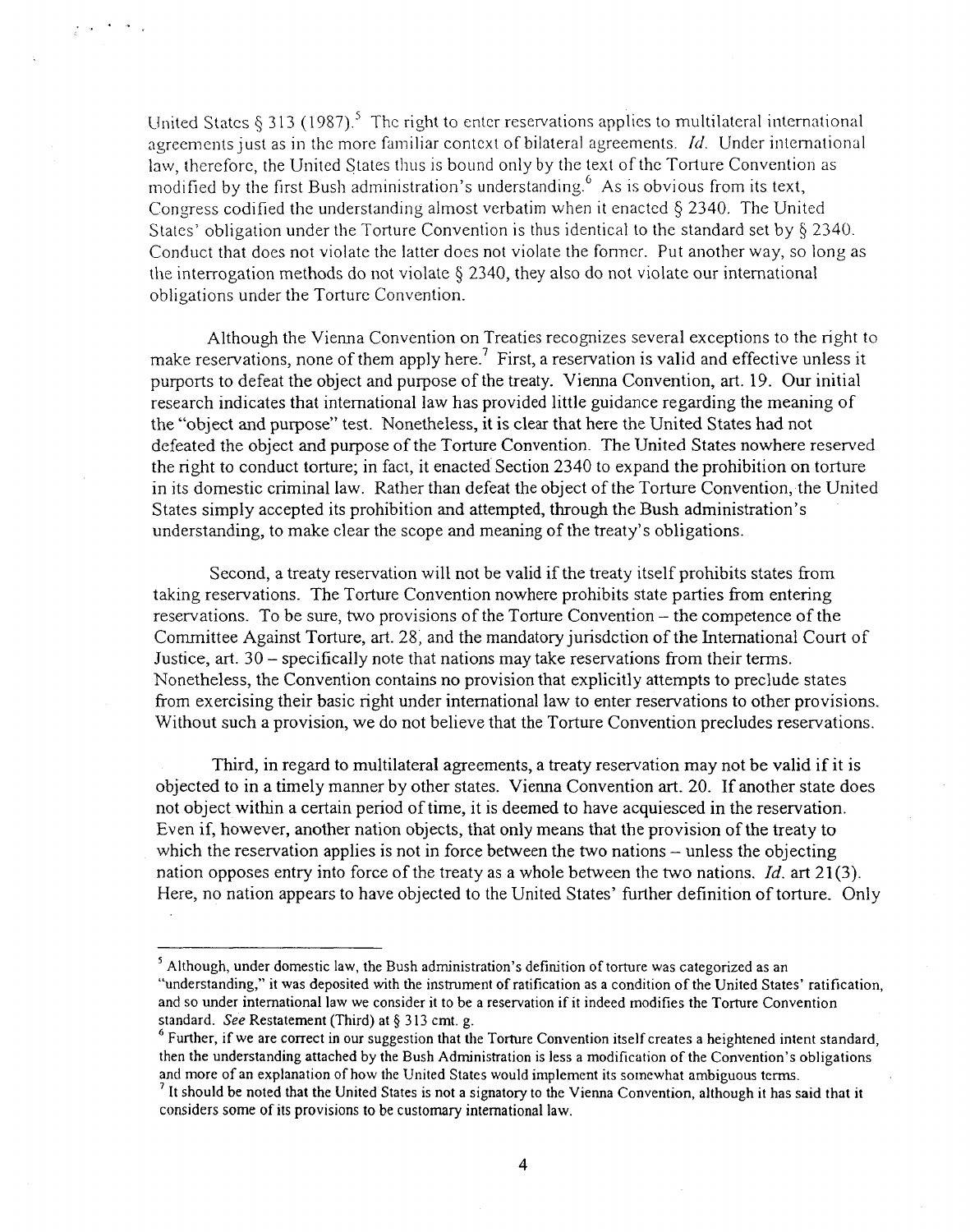United States § 313 (1987).[5] The right to enter reservations applies to multilateral international agreements just as in the more familiar context of bilateral agreements. *Id.* Under international law, therefore, the United States thus is bound only by the text of the Torture Convention as modified by the first Bush administration's understanding.[6] As is obvious from its text, Congress codified the understanding almost verbatim when it enacted § 2340. The United States' obligation under the Torture Convention is thus identical to the standard set by § 2340. Conduct that does not violate the latter does not violate the former. Put another way, so long as the interrogation methods do not violate § 2340, they also do not violate our international obligations under the Torture Convention.

Although the Vienna Convention on Treaties recognizes several exceptions to the right to make reservations, none of them apply here.[7] First, a reservation is valid and effective unless it purports to defeat the object and purpose of the treaty. Vienna Convention, art. 19. Our initial research indicates that international law has provided little guidance regarding the meaning of the "object and purpose" test. Nonetheless, it is clear that here the United States had not defeated the object and purpose of the Torture Convention. The United States nowhere reserved the right to conduct torture; in fact, it enacted Section 2340 to expand the prohibition on torture in its domestic criminal law. Rather than defeat the object of the Torture Convention, the United States simply accepted its prohibition and attempted, through the Bush administration's understanding, to make clear the scope and meaning of the treaty's obligations.

Second, a treaty reservation will not be valid if the treaty itself prohibits states from taking reservations. The Torture Convention nowhere prohibits state parties from entering reservations. To be sure, two provisions of the Torture Convention – the competence of the Committee Against Torture, art. 28, and the mandatory jurisdiction of the International Court of Justice, art. 30 – specifically note that nations may take reservations from their terms. Nonetheless, the Convention contains no provision that explicitly attempts to preclude states from exercising their basic right under international law to enter reservations to other provisions. Without such a provision, we do not believe that the Torture Convention precludes reservations.

Third, in regard to multilateral agreements, a treaty reservation may not be valid if it is objected to in a timely manner by other states. Vienna Convention art. 20. If another state does not object within a certain period of time, it is deemed to have acquiesced in the reservation. Even if, however, another nation objects, that only means that the provision of the treaty to which the reservation applies is not in force between the two nations – unless the objecting nation opposes entry into force of the treaty as a whole between the two nations. *Id.* art 21(3). Here, no nation appears to have objected to the United States' further definition of torture. Only

---

[5] Although, under domestic law, the Bush administration's definition of torture was categorized as an "understanding," it was deposited with the instrument of ratification as a condition of the United States' ratification, and so under international law we consider it to be a reservation if it indeed modifies the Torture Convention standard. *See* Restatement (Third) at § 313 cmt. g.

[6] Further, if we are correct in our suggestion that the Torture Convention itself creates a heightened intent standard, then the understanding attached by the Bush Administration is less a modification of the Convention's obligations and more of an explanation of how the United States would implement its somewhat ambiguous terms.

[7] It should be noted that the United States is not a signatory to the Vienna Convention, although it has said that it considers some of its provisions to be customary international law.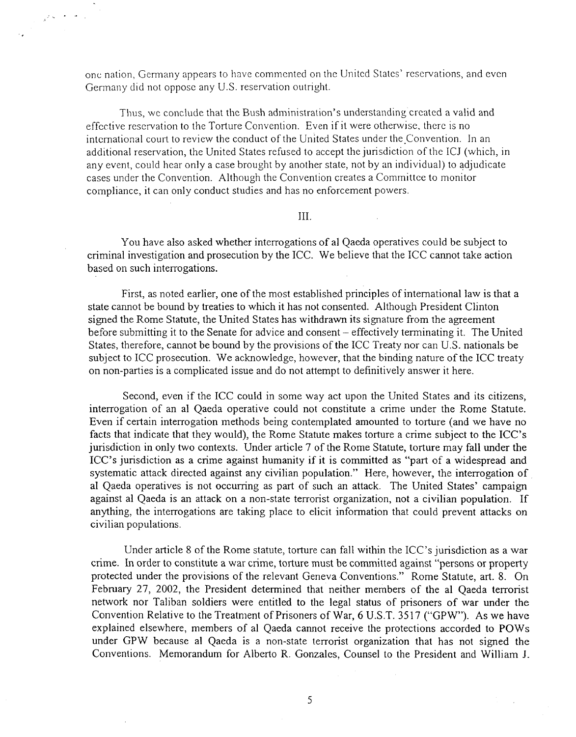one nation, Germany appears to have commented on the United States' reservations, and even Germany did not oppose any U.S. reservation outright.

Thus, we conclude that the Bush administration's understanding created a valid and effective reservation to the Torture Convention. Even if it were otherwise, there is no international court to review the conduct of the United States under the Convention. In an additional reservation, the United States refused to accept the jurisdiction of the ICJ (which, in any event, could hear only a case brought by another state, not by an individual) to adjudicate cases under the Convention. Although the Convention creates a Committee to monitor compliance, it can only conduct studies and has no enforcement powers.

III.

You have also asked whether interrogations of al Qaeda operatives could be subject to criminal investigation and prosecution by the ICC. We believe that the ICC cannot take action based on such interrogations.

First, as noted earlier, one of the most established principles of international law is that a state cannot be bound by treaties to which it has not consented. Although President Clinton signed the Rome Statute, the United States has withdrawn its signature from the agreement before submitting it to the Senate for advice and consent – effectively terminating it. The United States, therefore, cannot be bound by the provisions of the ICC Treaty nor can U.S. nationals be subject to ICC prosecution. We acknowledge, however, that the binding nature of the ICC treaty on non-parties is a complicated issue and do not attempt to definitively answer it here.

Second, even if the ICC could in some way act upon the United States and its citizens, interrogation of an al Qaeda operative could not constitute a crime under the Rome Statute. Even if certain interrogation methods being contemplated amounted to torture (and we have no facts that indicate that they would), the Rome Statute makes torture a crime subject to the ICC's jurisdiction in only two contexts. Under article 7 of the Rome Statute, torture may fall under the ICC's jurisdiction as a crime against humanity if it is committed as "part of a widespread and systematic attack directed against any civilian population." Here, however, the interrogation of al Qaeda operatives is not occurring as part of such an attack. The United States' campaign against al Qaeda is an attack on a non-state terrorist organization, not a civilian population. If anything, the interrogations are taking place to elicit information that could prevent attacks on civilian populations.

Under article 8 of the Rome statute, torture can fall within the ICC's jurisdiction as a war crime. In order to constitute a war crime, torture must be committed against "persons or property protected under the provisions of the relevant Geneva Conventions." Rome Statute, art. 8. On February 27, 2002, the President determined that neither members of the al Qaeda terrorist network nor Taliban soldiers were entitled to the legal status of prisoners of war under the Convention Relative to the Treatment of Prisoners of War, 6 U.S.T. 3517 ("GPW"). As we have explained elsewhere, members of al Qaeda cannot receive the protections accorded to POWs under GPW because al Qaeda is a non-state terrorist organization that has not signed the Conventions. Memorandum for Alberto R. Gonzales, Counsel to the President and William J.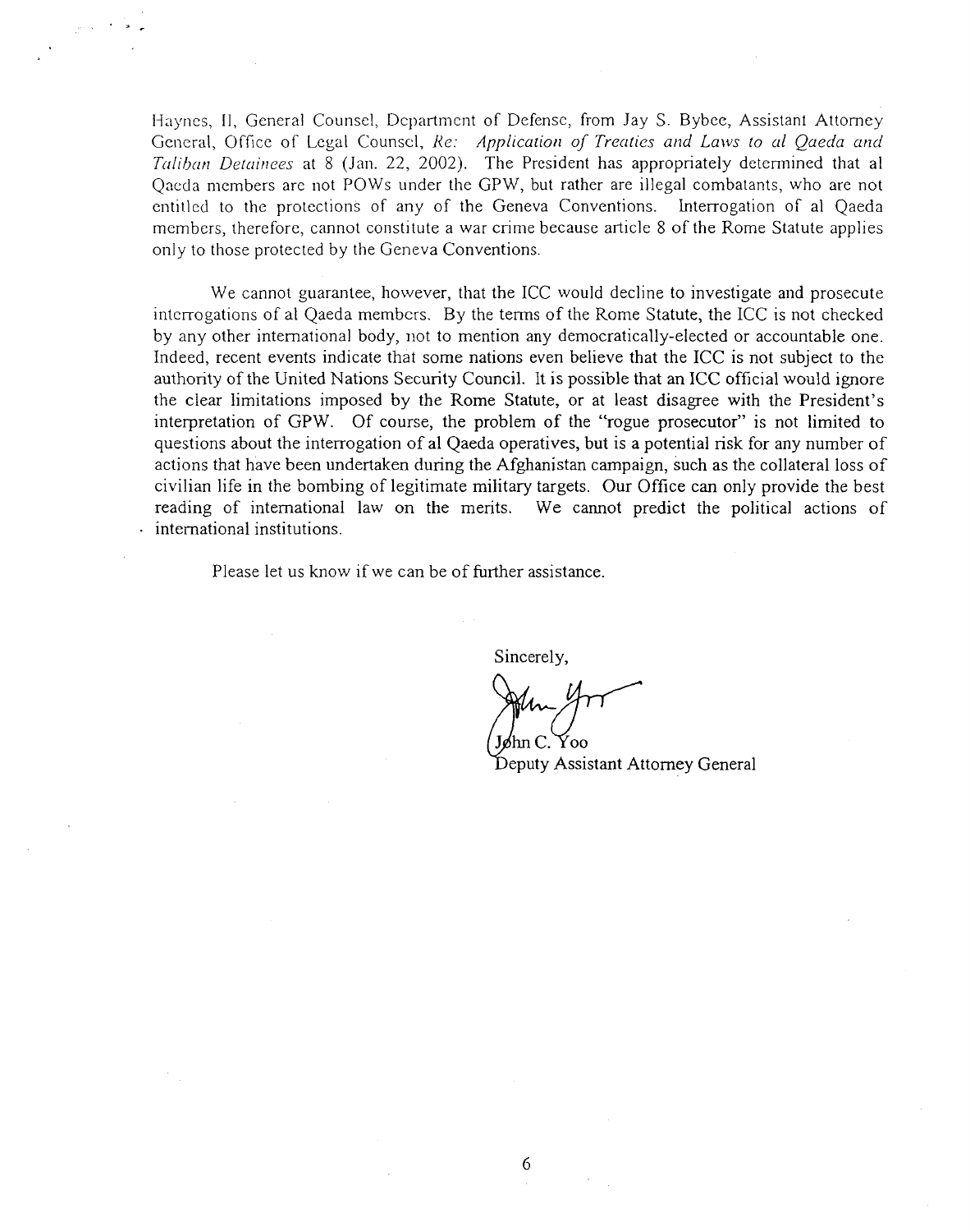Haynes, II, General Counsel, Department of Defense, from Jay S. Bybee, Assistant Attorney General, Office of Legal Counsel, *Re: Application of Treaties and Laws to al Qaeda and Taliban Detainees* at 8 (Jan. 22, 2002). The President has appropriately determined that al Qaeda members are not POWs under the GPW, but rather are illegal combatants, who are not entitled to the protections of any of the Geneva Conventions. Interrogation of al Qaeda members, therefore, cannot constitute a war crime because article 8 of the Rome Statute applies only to those protected by the Geneva Conventions.

We cannot guarantee, however, that the ICC would decline to investigate and prosecute interrogations of al Qaeda members. By the terms of the Rome Statute, the ICC is not checked by any other international body, not to mention any democratically-elected or accountable one. Indeed, recent events indicate that some nations even believe that the ICC is not subject to the authority of the United Nations Security Council. It is possible that an ICC official would ignore the clear limitations imposed by the Rome Statute, or at least disagree with the President's interpretation of GPW. Of course, the problem of the "rogue prosecutor" is not limited to questions about the interrogation of al Qaeda operatives, but is a potential risk for any number of actions that have been undertaken during the Afghanistan campaign, such as the collateral loss of civilian life in the bombing of legitimate military targets. Our Office can only provide the best reading of international law on the merits. We cannot predict the political actions of international institutions.

Please let us know if we can be of further assistance.

Sincerely,

John C. Yoo
Deputy Assistant Attorney General